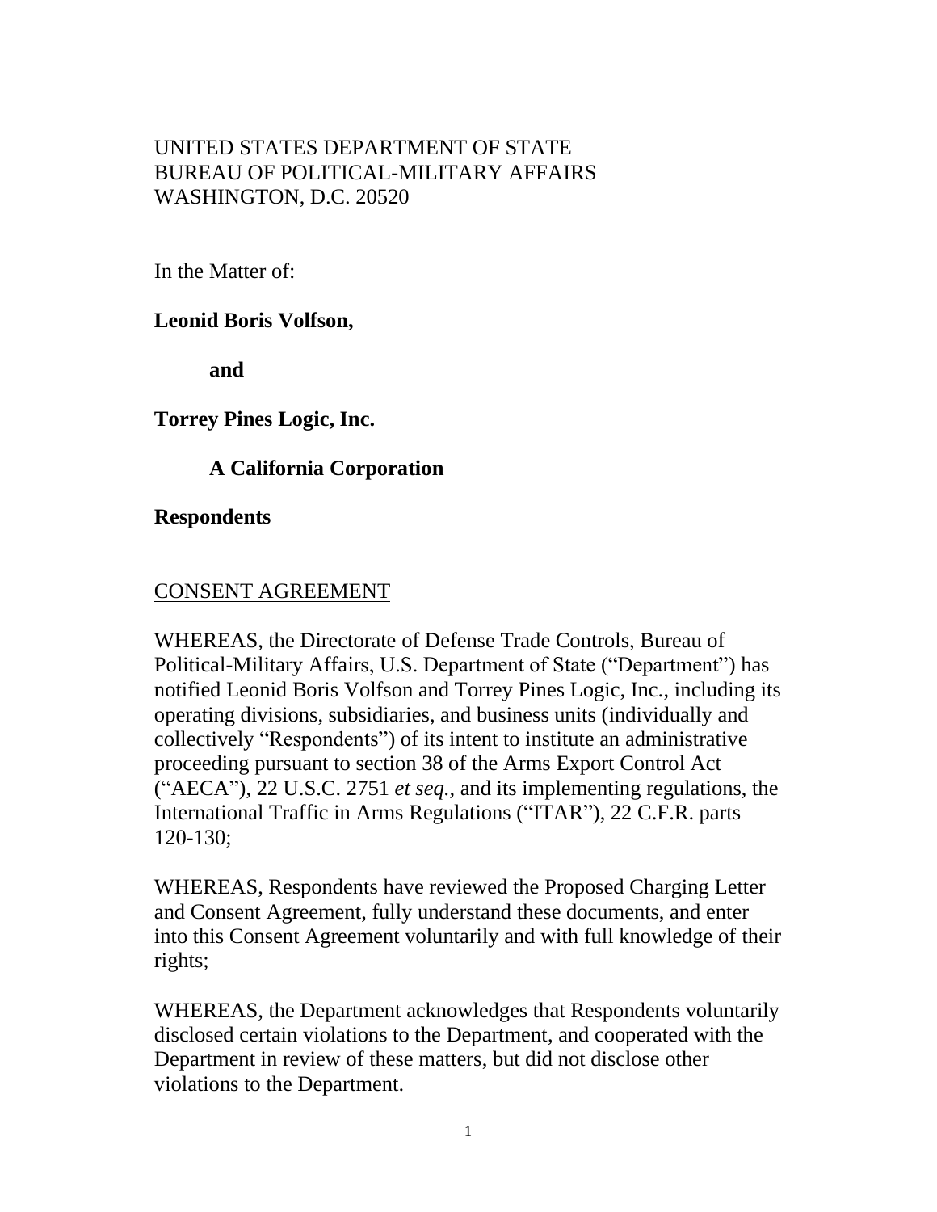UNITED STATES DEPARTMENT OF STATE
BUREAU OF POLITICAL-MILITARY AFFAIRS
WASHINGTON, D.C. 20520

In the Matter of:

**Leonid Boris Volfson,**

**and**

**Torrey Pines Logic, Inc.**

**A California Corporation**

**Respondents**

## CONSENT AGREEMENT

WHEREAS, the Directorate of Defense Trade Controls, Bureau of Political-Military Affairs, U.S. Department of State ("Department") has notified Leonid Boris Volfson and Torrey Pines Logic, Inc., including its operating divisions, subsidiaries, and business units (individually and collectively "Respondents") of its intent to institute an administrative proceeding pursuant to section 38 of the Arms Export Control Act ("AECA"), 22 U.S.C. 2751 *et seq.*, and its implementing regulations, the International Traffic in Arms Regulations ("ITAR"), 22 C.F.R. parts 120-130;

WHEREAS, Respondents have reviewed the Proposed Charging Letter and Consent Agreement, fully understand these documents, and enter into this Consent Agreement voluntarily and with full knowledge of their rights;

WHEREAS, the Department acknowledges that Respondents voluntarily disclosed certain violations to the Department, and cooperated with the Department in review of these matters, but did not disclose other violations to the Department.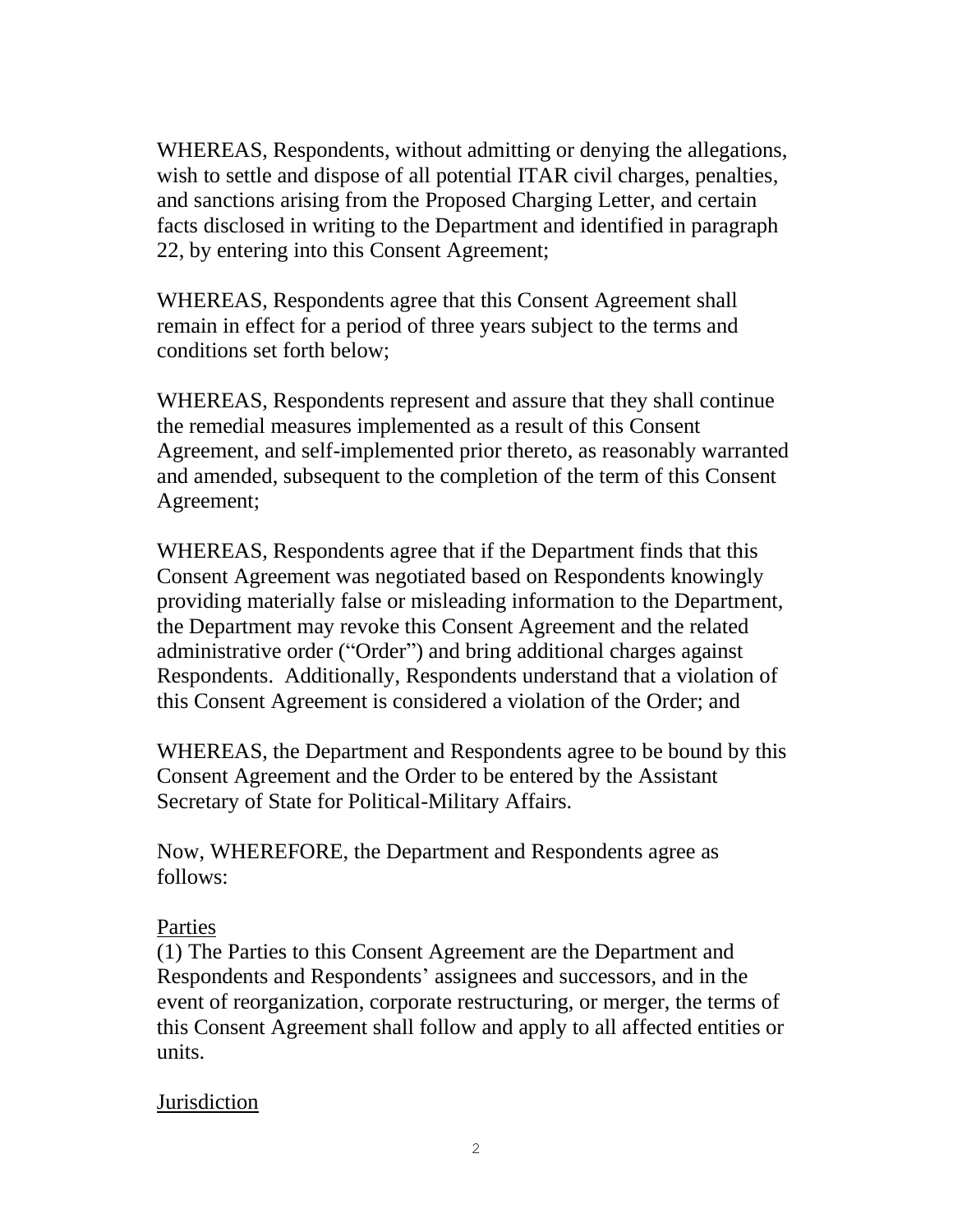WHEREAS, Respondents, without admitting or denying the allegations, wish to settle and dispose of all potential ITAR civil charges, penalties, and sanctions arising from the Proposed Charging Letter, and certain facts disclosed in writing to the Department and identified in paragraph 22, by entering into this Consent Agreement;

WHEREAS, Respondents agree that this Consent Agreement shall remain in effect for a period of three years subject to the terms and conditions set forth below;

WHEREAS, Respondents represent and assure that they shall continue the remedial measures implemented as a result of this Consent Agreement, and self-implemented prior thereto, as reasonably warranted and amended, subsequent to the completion of the term of this Consent Agreement;

WHEREAS, Respondents agree that if the Department finds that this Consent Agreement was negotiated based on Respondents knowingly providing materially false or misleading information to the Department, the Department may revoke this Consent Agreement and the related administrative order ("Order") and bring additional charges against Respondents. Additionally, Respondents understand that a violation of this Consent Agreement is considered a violation of the Order; and

WHEREAS, the Department and Respondents agree to be bound by this Consent Agreement and the Order to be entered by the Assistant Secretary of State for Political-Military Affairs.

Now, WHEREFORE, the Department and Respondents agree as follows:

<u>Parties</u>

(1) The Parties to this Consent Agreement are the Department and Respondents and Respondents' assignees and successors, and in the event of reorganization, corporate restructuring, or merger, the terms of this Consent Agreement shall follow and apply to all affected entities or units.

<u>Jurisdiction</u>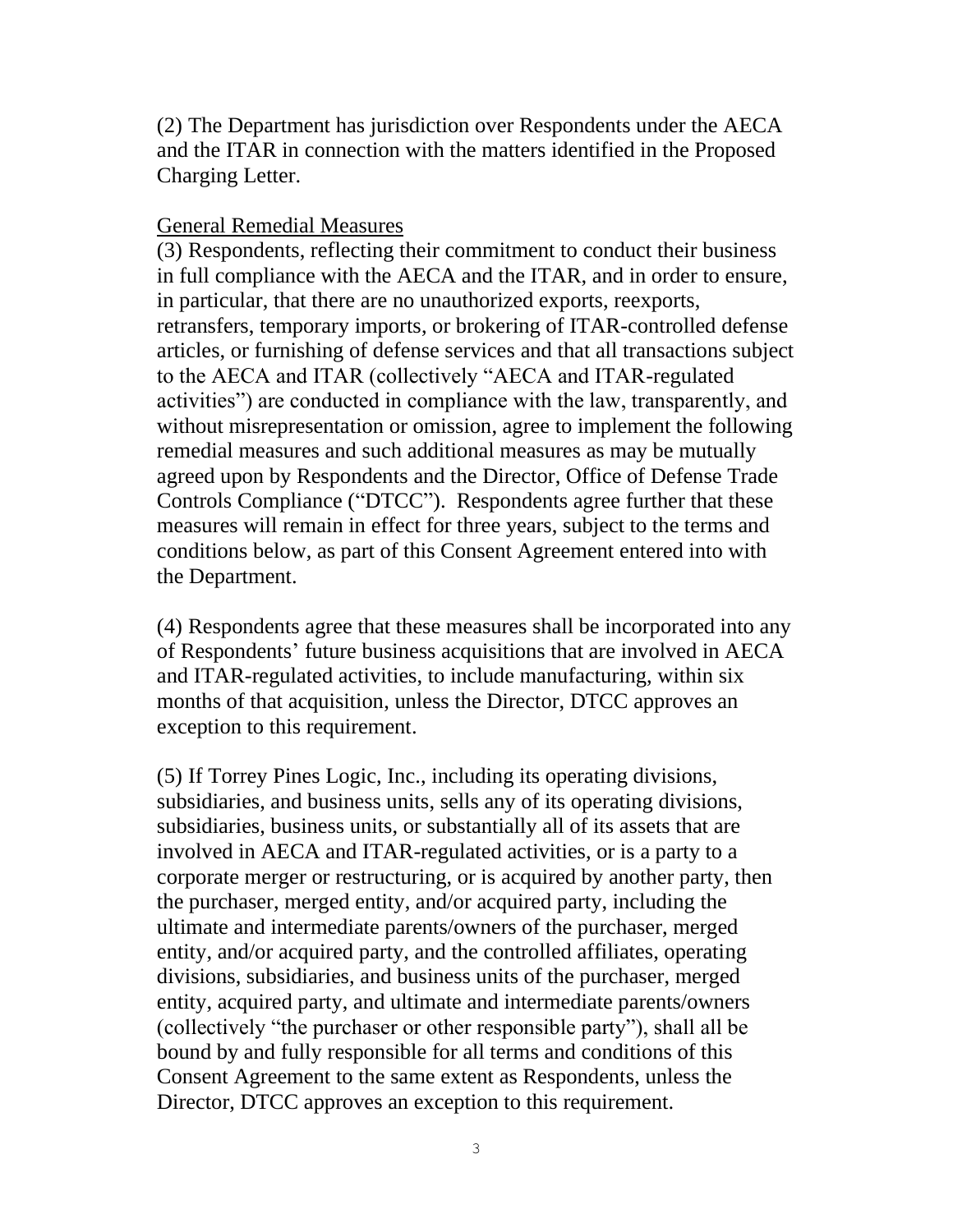(2) The Department has jurisdiction over Respondents under the AECA and the ITAR in connection with the matters identified in the Proposed Charging Letter.

<u>General Remedial Measures</u>

(3) Respondents, reflecting their commitment to conduct their business in full compliance with the AECA and the ITAR, and in order to ensure, in particular, that there are no unauthorized exports, reexports, retransfers, temporary imports, or brokering of ITAR-controlled defense articles, or furnishing of defense services and that all transactions subject to the AECA and ITAR (collectively "AECA and ITAR-regulated activities") are conducted in compliance with the law, transparently, and without misrepresentation or omission, agree to implement the following remedial measures and such additional measures as may be mutually agreed upon by Respondents and the Director, Office of Defense Trade Controls Compliance ("DTCC"). Respondents agree further that these measures will remain in effect for three years, subject to the terms and conditions below, as part of this Consent Agreement entered into with the Department.

(4) Respondents agree that these measures shall be incorporated into any of Respondents' future business acquisitions that are involved in AECA and ITAR-regulated activities, to include manufacturing, within six months of that acquisition, unless the Director, DTCC approves an exception to this requirement.

(5) If Torrey Pines Logic, Inc., including its operating divisions, subsidiaries, and business units, sells any of its operating divisions, subsidiaries, business units, or substantially all of its assets that are involved in AECA and ITAR-regulated activities, or is a party to a corporate merger or restructuring, or is acquired by another party, then the purchaser, merged entity, and/or acquired party, including the ultimate and intermediate parents/owners of the purchaser, merged entity, and/or acquired party, and the controlled affiliates, operating divisions, subsidiaries, and business units of the purchaser, merged entity, acquired party, and ultimate and intermediate parents/owners (collectively "the purchaser or other responsible party"), shall all be bound by and fully responsible for all terms and conditions of this Consent Agreement to the same extent as Respondents, unless the Director, DTCC approves an exception to this requirement.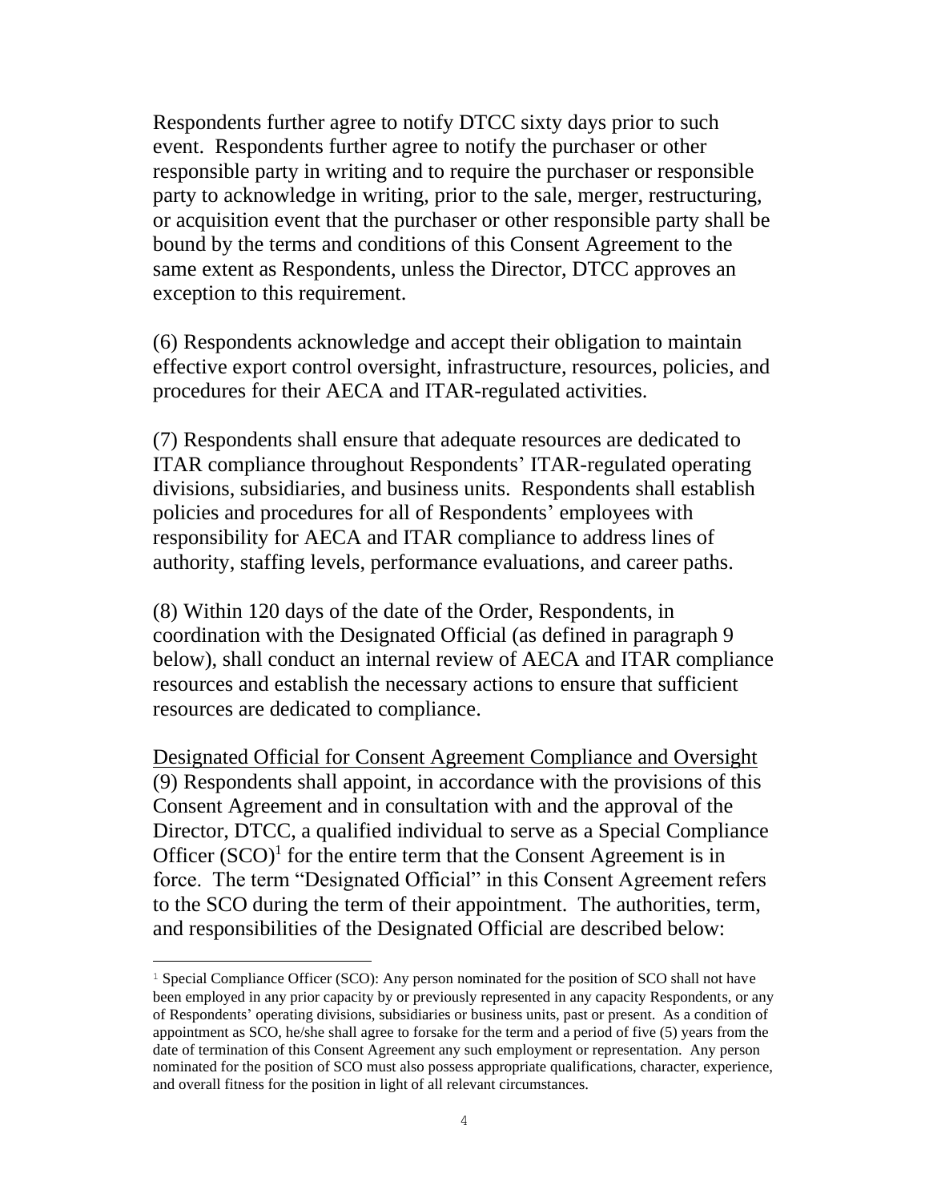Respondents further agree to notify DTCC sixty days prior to such event. Respondents further agree to notify the purchaser or other responsible party in writing and to require the purchaser or responsible party to acknowledge in writing, prior to the sale, merger, restructuring, or acquisition event that the purchaser or other responsible party shall be bound by the terms and conditions of this Consent Agreement to the same extent as Respondents, unless the Director, DTCC approves an exception to this requirement.

(6) Respondents acknowledge and accept their obligation to maintain effective export control oversight, infrastructure, resources, policies, and procedures for their AECA and ITAR-regulated activities.

(7) Respondents shall ensure that adequate resources are dedicated to ITAR compliance throughout Respondents' ITAR-regulated operating divisions, subsidiaries, and business units. Respondents shall establish policies and procedures for all of Respondents' employees with responsibility for AECA and ITAR compliance to address lines of authority, staffing levels, performance evaluations, and career paths.

(8) Within 120 days of the date of the Order, Respondents, in coordination with the Designated Official (as defined in paragraph 9 below), shall conduct an internal review of AECA and ITAR compliance resources and establish the necessary actions to ensure that sufficient resources are dedicated to compliance.

<u>Designated Official for Consent Agreement Compliance and Oversight</u>
(9) Respondents shall appoint, in accordance with the provisions of this Consent Agreement and in consultation with and the approval of the Director, DTCC, a qualified individual to serve as a Special Compliance Officer (SCO)[1] for the entire term that the Consent Agreement is in force. The term "Designated Official" in this Consent Agreement refers to the SCO during the term of their appointment. The authorities, term, and responsibilities of the Designated Official are described below:

---

[1] Special Compliance Officer (SCO): Any person nominated for the position of SCO shall not have been employed in any prior capacity by or previously represented in any capacity Respondents, or any of Respondents' operating divisions, subsidiaries or business units, past or present. As a condition of appointment as SCO, he/she shall agree to forsake for the term and a period of five (5) years from the date of termination of this Consent Agreement any such employment or representation. Any person nominated for the position of SCO must also possess appropriate qualifications, character, experience, and overall fitness for the position in light of all relevant circumstances.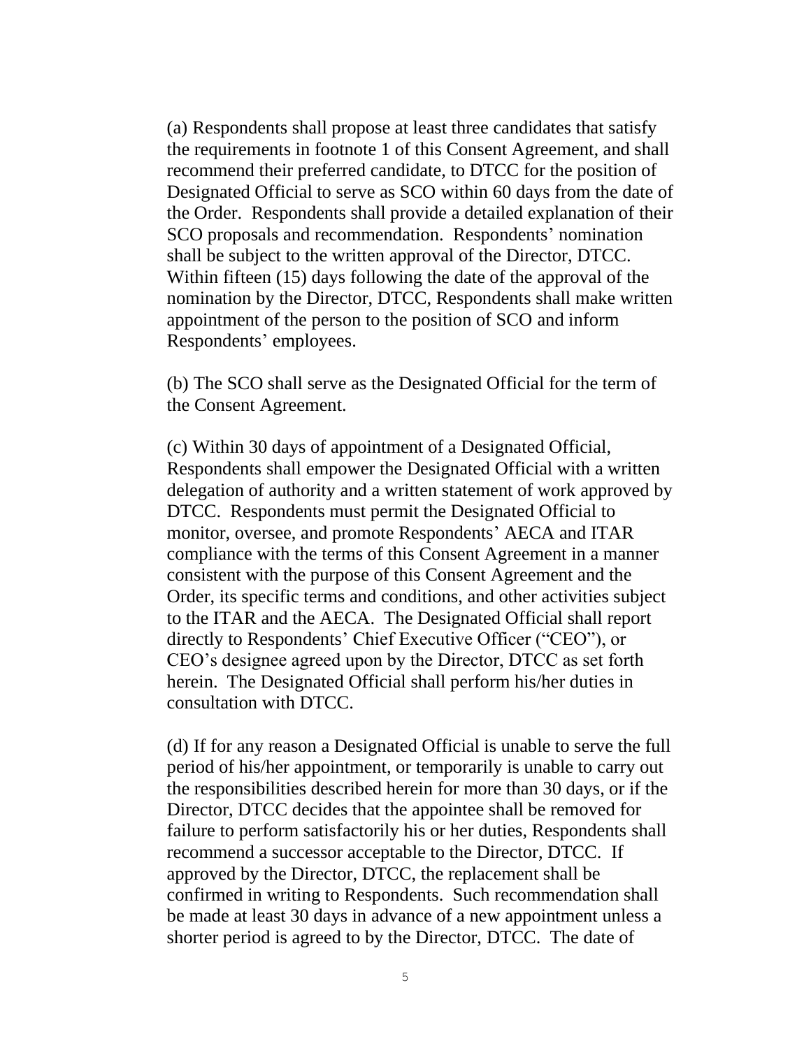(a) Respondents shall propose at least three candidates that satisfy the requirements in footnote 1 of this Consent Agreement, and shall recommend their preferred candidate, to DTCC for the position of Designated Official to serve as SCO within 60 days from the date of the Order. Respondents shall provide a detailed explanation of their SCO proposals and recommendation. Respondents' nomination shall be subject to the written approval of the Director, DTCC. Within fifteen (15) days following the date of the approval of the nomination by the Director, DTCC, Respondents shall make written appointment of the person to the position of SCO and inform Respondents' employees.

(b) The SCO shall serve as the Designated Official for the term of the Consent Agreement.

(c) Within 30 days of appointment of a Designated Official, Respondents shall empower the Designated Official with a written delegation of authority and a written statement of work approved by DTCC. Respondents must permit the Designated Official to monitor, oversee, and promote Respondents' AECA and ITAR compliance with the terms of this Consent Agreement in a manner consistent with the purpose of this Consent Agreement and the Order, its specific terms and conditions, and other activities subject to the ITAR and the AECA. The Designated Official shall report directly to Respondents' Chief Executive Officer ("CEO"), or CEO's designee agreed upon by the Director, DTCC as set forth herein. The Designated Official shall perform his/her duties in consultation with DTCC.

(d) If for any reason a Designated Official is unable to serve the full period of his/her appointment, or temporarily is unable to carry out the responsibilities described herein for more than 30 days, or if the Director, DTCC decides that the appointee shall be removed for failure to perform satisfactorily his or her duties, Respondents shall recommend a successor acceptable to the Director, DTCC. If approved by the Director, DTCC, the replacement shall be confirmed in writing to Respondents. Such recommendation shall be made at least 30 days in advance of a new appointment unless a shorter period is agreed to by the Director, DTCC. The date of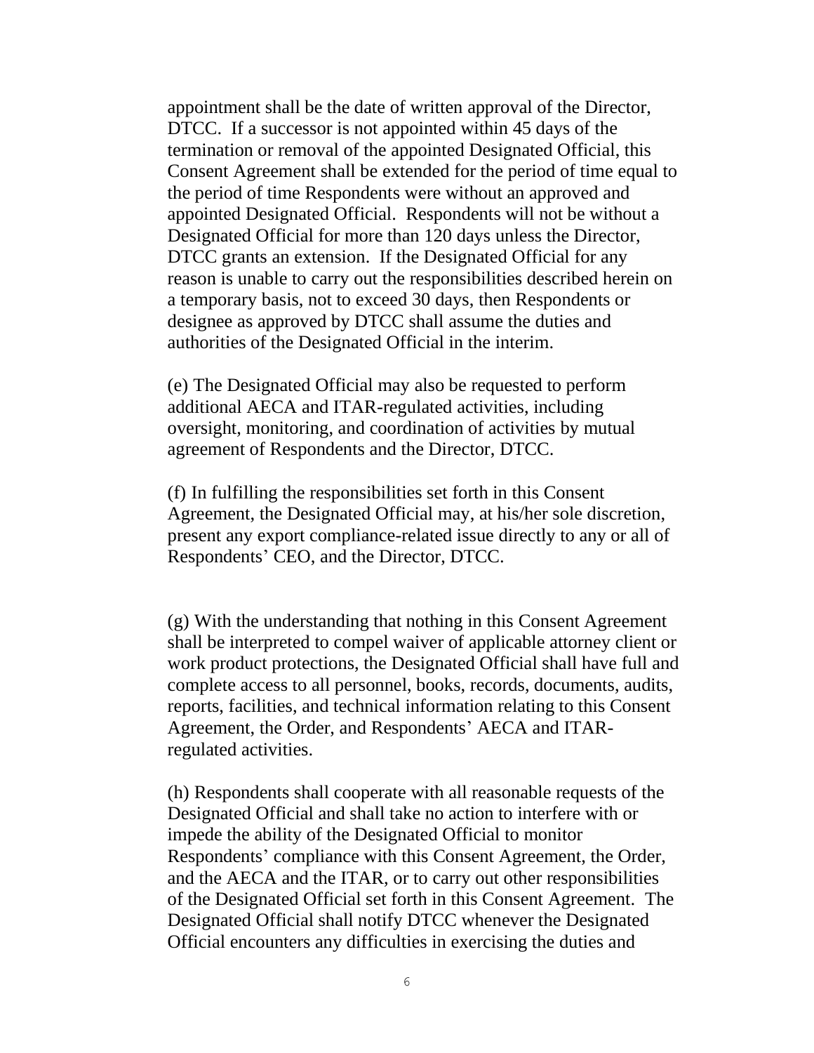appointment shall be the date of written approval of the Director, DTCC. If a successor is not appointed within 45 days of the termination or removal of the appointed Designated Official, this Consent Agreement shall be extended for the period of time equal to the period of time Respondents were without an approved and appointed Designated Official. Respondents will not be without a Designated Official for more than 120 days unless the Director, DTCC grants an extension. If the Designated Official for any reason is unable to carry out the responsibilities described herein on a temporary basis, not to exceed 30 days, then Respondents or designee as approved by DTCC shall assume the duties and authorities of the Designated Official in the interim.

(e) The Designated Official may also be requested to perform additional AECA and ITAR-regulated activities, including oversight, monitoring, and coordination of activities by mutual agreement of Respondents and the Director, DTCC.

(f) In fulfilling the responsibilities set forth in this Consent Agreement, the Designated Official may, at his/her sole discretion, present any export compliance-related issue directly to any or all of Respondents' CEO, and the Director, DTCC.

(g) With the understanding that nothing in this Consent Agreement shall be interpreted to compel waiver of applicable attorney client or work product protections, the Designated Official shall have full and complete access to all personnel, books, records, documents, audits, reports, facilities, and technical information relating to this Consent Agreement, the Order, and Respondents' AECA and ITAR-regulated activities.

(h) Respondents shall cooperate with all reasonable requests of the Designated Official and shall take no action to interfere with or impede the ability of the Designated Official to monitor Respondents' compliance with this Consent Agreement, the Order, and the AECA and the ITAR, or to carry out other responsibilities of the Designated Official set forth in this Consent Agreement. The Designated Official shall notify DTCC whenever the Designated Official encounters any difficulties in exercising the duties and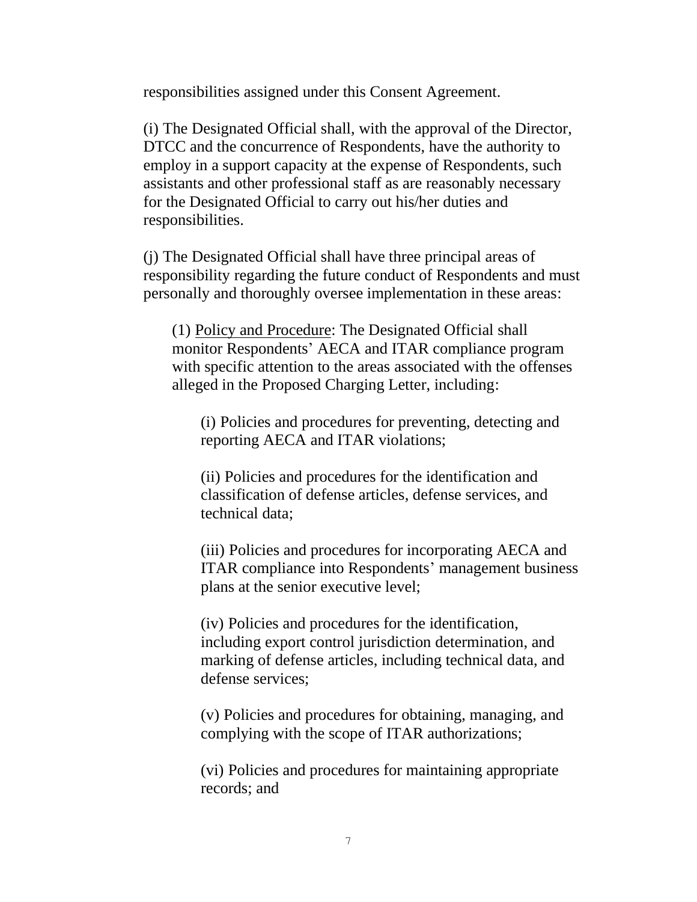responsibilities assigned under this Consent Agreement.

(i) The Designated Official shall, with the approval of the Director, DTCC and the concurrence of Respondents, have the authority to employ in a support capacity at the expense of Respondents, such assistants and other professional staff as are reasonably necessary for the Designated Official to carry out his/her duties and responsibilities.

(j) The Designated Official shall have three principal areas of responsibility regarding the future conduct of Respondents and must personally and thoroughly oversee implementation in these areas:

> (1) <u>Policy and Procedure</u>: The Designated Official shall monitor Respondents' AECA and ITAR compliance program with specific attention to the areas associated with the offenses alleged in the Proposed Charging Letter, including:
>
> > (i) Policies and procedures for preventing, detecting and reporting AECA and ITAR violations;
> >
> > (ii) Policies and procedures for the identification and classification of defense articles, defense services, and technical data;
> >
> > (iii) Policies and procedures for incorporating AECA and ITAR compliance into Respondents' management business plans at the senior executive level;
> >
> > (iv) Policies and procedures for the identification, including export control jurisdiction determination, and marking of defense articles, including technical data, and defense services;
> >
> > (v) Policies and procedures for obtaining, managing, and complying with the scope of ITAR authorizations;
> >
> > (vi) Policies and procedures for maintaining appropriate records; and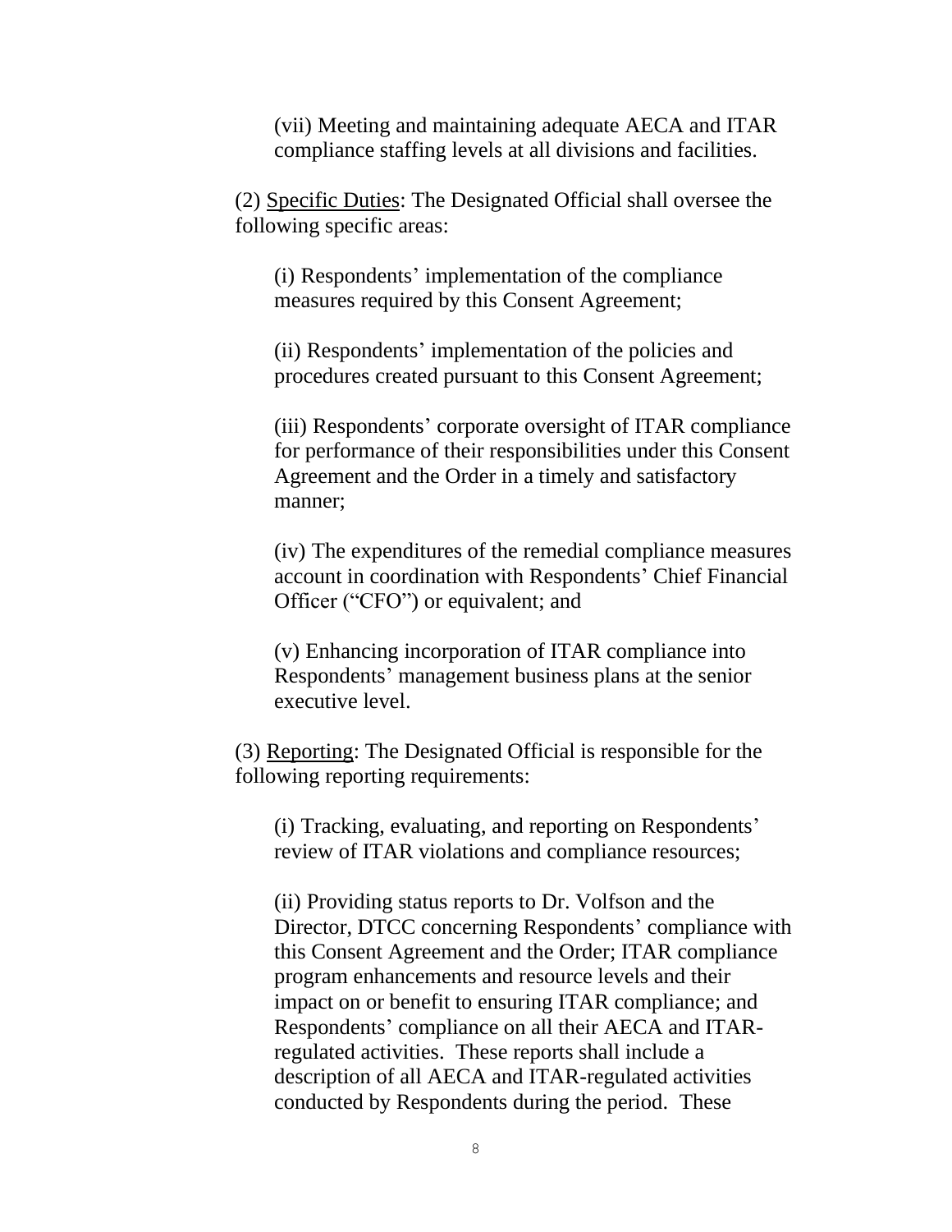(vii) Meeting and maintaining adequate AECA and ITAR compliance staffing levels at all divisions and facilities.

(2) <u>Specific Duties</u>: The Designated Official shall oversee the following specific areas:

(i) Respondents' implementation of the compliance measures required by this Consent Agreement;

(ii) Respondents' implementation of the policies and procedures created pursuant to this Consent Agreement;

(iii) Respondents' corporate oversight of ITAR compliance for performance of their responsibilities under this Consent Agreement and the Order in a timely and satisfactory manner;

(iv) The expenditures of the remedial compliance measures account in coordination with Respondents' Chief Financial Officer ("CFO") or equivalent; and

(v) Enhancing incorporation of ITAR compliance into Respondents' management business plans at the senior executive level.

(3) <u>Reporting</u>: The Designated Official is responsible for the following reporting requirements:

(i) Tracking, evaluating, and reporting on Respondents' review of ITAR violations and compliance resources;

(ii) Providing status reports to Dr. Volfson and the Director, DTCC concerning Respondents' compliance with this Consent Agreement and the Order; ITAR compliance program enhancements and resource levels and their impact on or benefit to ensuring ITAR compliance; and Respondents' compliance on all their AECA and ITAR-regulated activities. These reports shall include a description of all AECA and ITAR-regulated activities conducted by Respondents during the period. These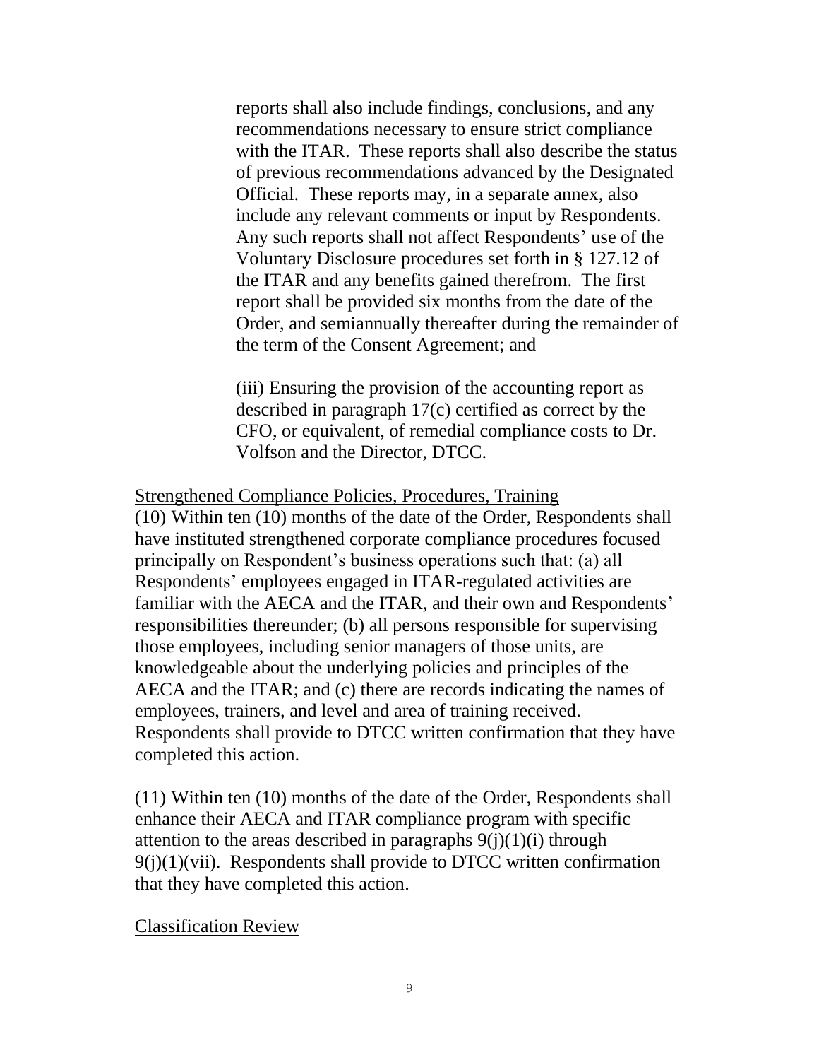reports shall also include findings, conclusions, and any recommendations necessary to ensure strict compliance with the ITAR. These reports shall also describe the status of previous recommendations advanced by the Designated Official. These reports may, in a separate annex, also include any relevant comments or input by Respondents. Any such reports shall not affect Respondents' use of the Voluntary Disclosure procedures set forth in § 127.12 of the ITAR and any benefits gained therefrom. The first report shall be provided six months from the date of the Order, and semiannually thereafter during the remainder of the term of the Consent Agreement; and

(iii) Ensuring the provision of the accounting report as described in paragraph 17(c) certified as correct by the CFO, or equivalent, of remedial compliance costs to Dr. Volfson and the Director, DTCC.

<u>Strengthened Compliance Policies, Procedures, Training</u>

(10) Within ten (10) months of the date of the Order, Respondents shall have instituted strengthened corporate compliance procedures focused principally on Respondent's business operations such that: (a) all Respondents' employees engaged in ITAR-regulated activities are familiar with the AECA and the ITAR, and their own and Respondents' responsibilities thereunder; (b) all persons responsible for supervising those employees, including senior managers of those units, are knowledgeable about the underlying policies and principles of the AECA and the ITAR; and (c) there are records indicating the names of employees, trainers, and level and area of training received. Respondents shall provide to DTCC written confirmation that they have completed this action.

(11) Within ten (10) months of the date of the Order, Respondents shall enhance their AECA and ITAR compliance program with specific attention to the areas described in paragraphs 9(j)(1)(i) through 9(j)(1)(vii). Respondents shall provide to DTCC written confirmation that they have completed this action.

<u>Classification Review</u>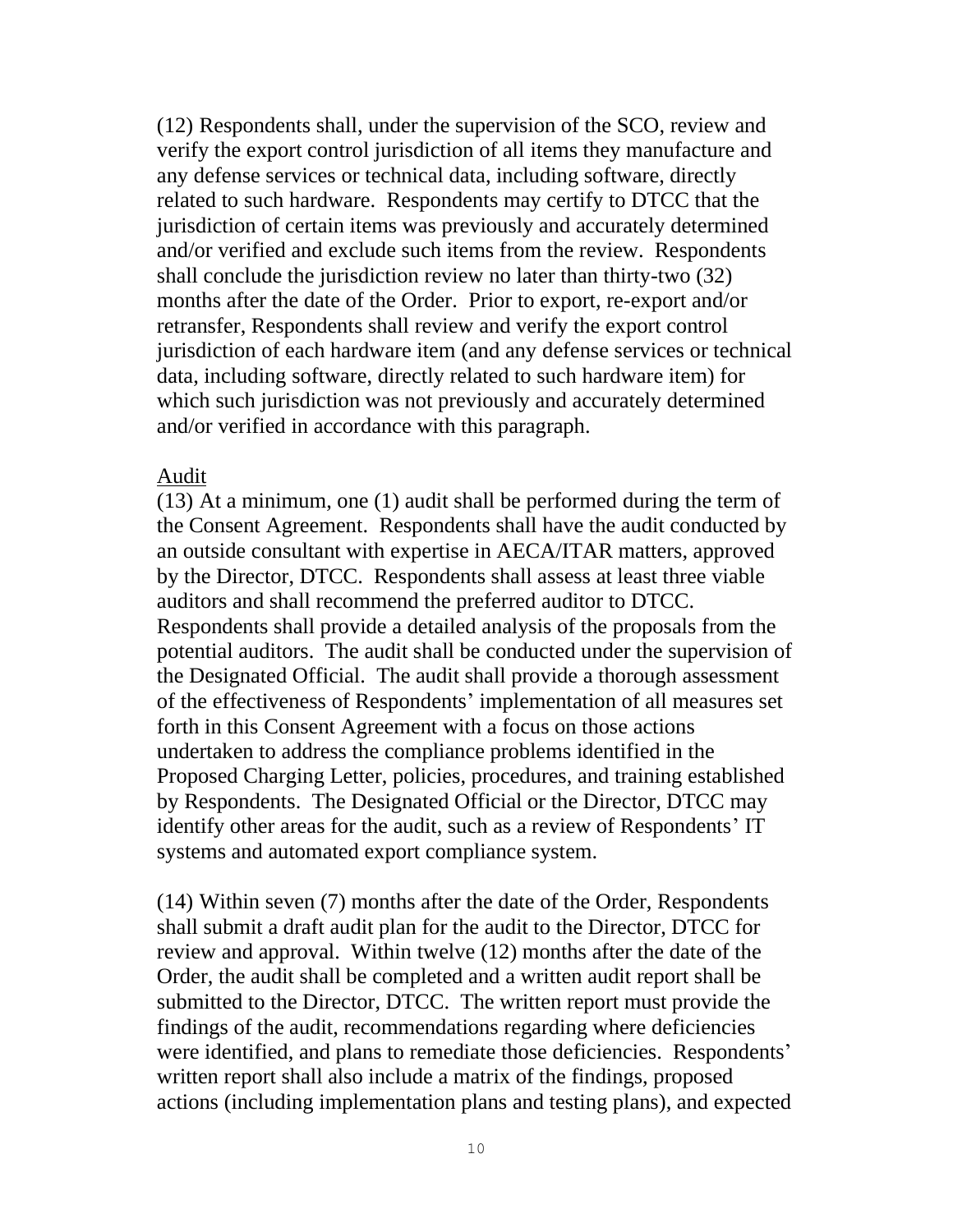(12) Respondents shall, under the supervision of the SCO, review and verify the export control jurisdiction of all items they manufacture and any defense services or technical data, including software, directly related to such hardware. Respondents may certify to DTCC that the jurisdiction of certain items was previously and accurately determined and/or verified and exclude such items from the review. Respondents shall conclude the jurisdiction review no later than thirty-two (32) months after the date of the Order. Prior to export, re-export and/or retransfer, Respondents shall review and verify the export control jurisdiction of each hardware item (and any defense services or technical data, including software, directly related to such hardware item) for which such jurisdiction was not previously and accurately determined and/or verified in accordance with this paragraph.

<u>Audit</u>

(13) At a minimum, one (1) audit shall be performed during the term of the Consent Agreement. Respondents shall have the audit conducted by an outside consultant with expertise in AECA/ITAR matters, approved by the Director, DTCC. Respondents shall assess at least three viable auditors and shall recommend the preferred auditor to DTCC. Respondents shall provide a detailed analysis of the proposals from the potential auditors. The audit shall be conducted under the supervision of the Designated Official. The audit shall provide a thorough assessment of the effectiveness of Respondents' implementation of all measures set forth in this Consent Agreement with a focus on those actions undertaken to address the compliance problems identified in the Proposed Charging Letter, policies, procedures, and training established by Respondents. The Designated Official or the Director, DTCC may identify other areas for the audit, such as a review of Respondents' IT systems and automated export compliance system.

(14) Within seven (7) months after the date of the Order, Respondents shall submit a draft audit plan for the audit to the Director, DTCC for review and approval. Within twelve (12) months after the date of the Order, the audit shall be completed and a written audit report shall be submitted to the Director, DTCC. The written report must provide the findings of the audit, recommendations regarding where deficiencies were identified, and plans to remediate those deficiencies. Respondents' written report shall also include a matrix of the findings, proposed actions (including implementation plans and testing plans), and expected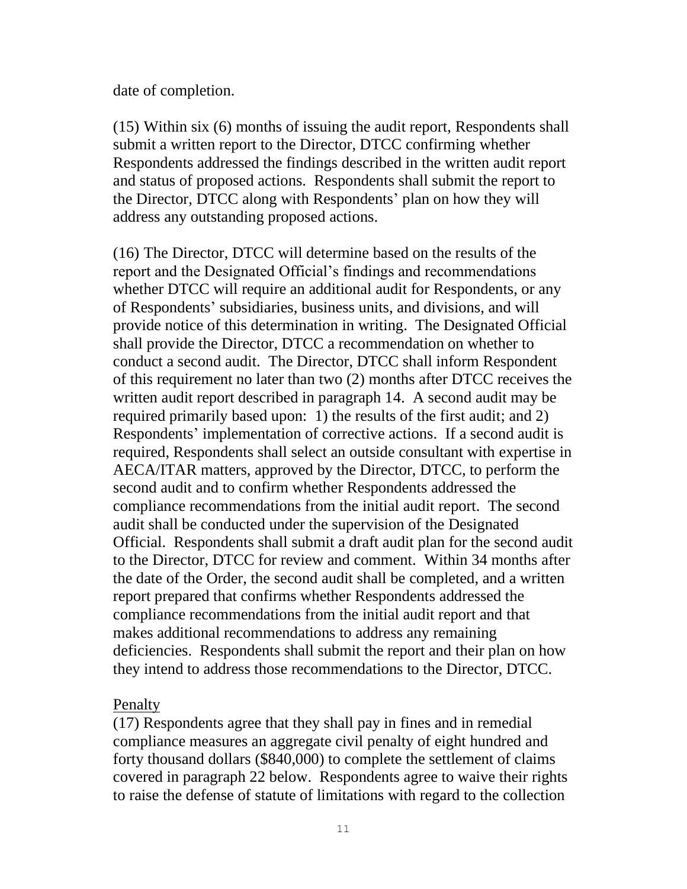date of completion.

(15) Within six (6) months of issuing the audit report, Respondents shall submit a written report to the Director, DTCC confirming whether Respondents addressed the findings described in the written audit report and status of proposed actions. Respondents shall submit the report to the Director, DTCC along with Respondents' plan on how they will address any outstanding proposed actions.

(16) The Director, DTCC will determine based on the results of the report and the Designated Official's findings and recommendations whether DTCC will require an additional audit for Respondents, or any of Respondents' subsidiaries, business units, and divisions, and will provide notice of this determination in writing. The Designated Official shall provide the Director, DTCC a recommendation on whether to conduct a second audit. The Director, DTCC shall inform Respondent of this requirement no later than two (2) months after DTCC receives the written audit report described in paragraph 14. A second audit may be required primarily based upon: 1) the results of the first audit; and 2) Respondents' implementation of corrective actions. If a second audit is required, Respondents shall select an outside consultant with expertise in AECA/ITAR matters, approved by the Director, DTCC, to perform the second audit and to confirm whether Respondents addressed the compliance recommendations from the initial audit report. The second audit shall be conducted under the supervision of the Designated Official. Respondents shall submit a draft audit plan for the second audit to the Director, DTCC for review and comment. Within 34 months after the date of the Order, the second audit shall be completed, and a written report prepared that confirms whether Respondents addressed the compliance recommendations from the initial audit report and that makes additional recommendations to address any remaining deficiencies. Respondents shall submit the report and their plan on how they intend to address those recommendations to the Director, DTCC.

<u>Penalty</u>

(17) Respondents agree that they shall pay in fines and in remedial compliance measures an aggregate civil penalty of eight hundred and forty thousand dollars ($840,000) to complete the settlement of claims covered in paragraph 22 below. Respondents agree to waive their rights to raise the defense of statute of limitations with regard to the collection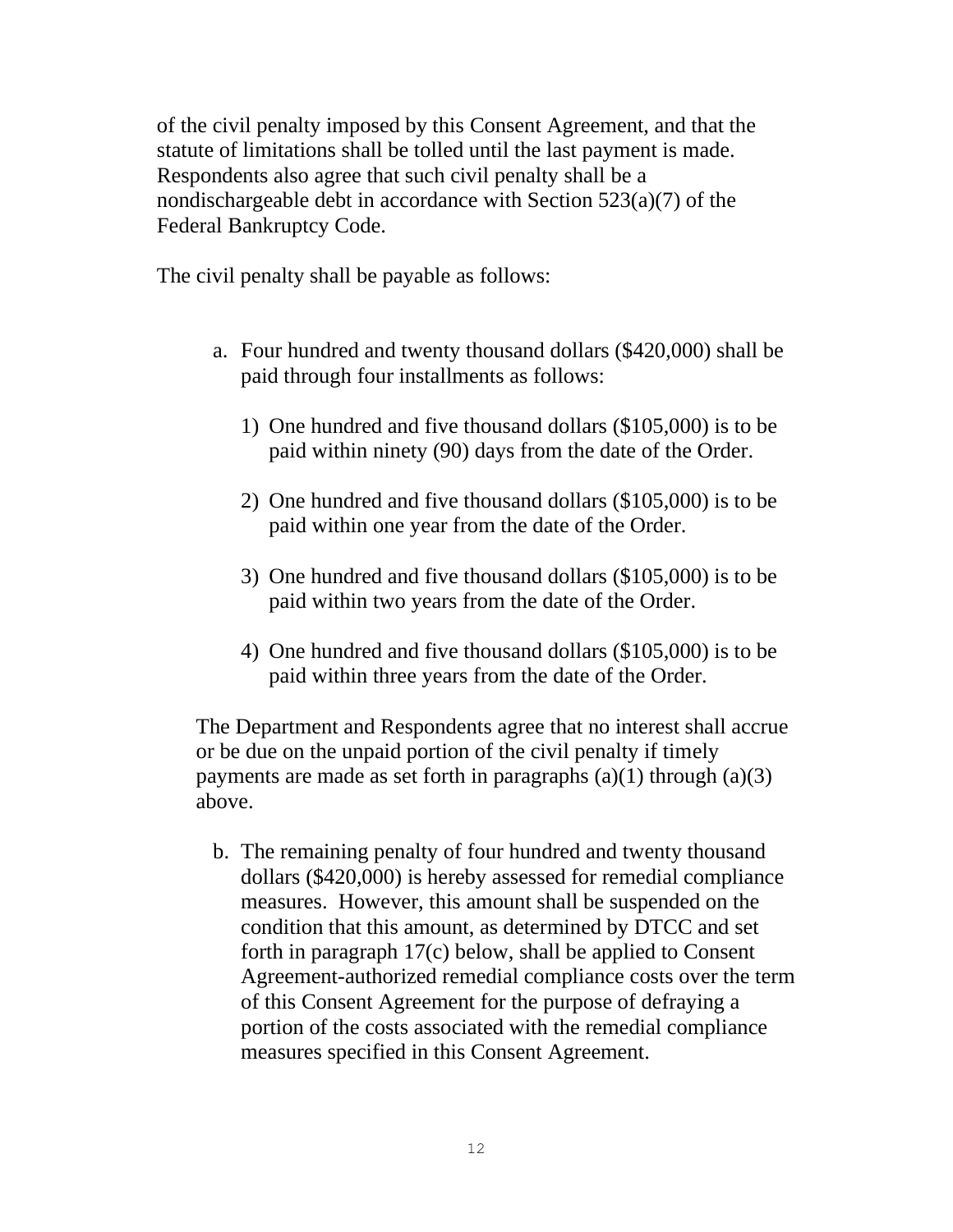of the civil penalty imposed by this Consent Agreement, and that the statute of limitations shall be tolled until the last payment is made. Respondents also agree that such civil penalty shall be a nondischargeable debt in accordance with Section 523(a)(7) of the Federal Bankruptcy Code.

The civil penalty shall be payable as follows:

a. Four hundred and twenty thousand dollars ($420,000) shall be paid through four installments as follows:

   1) One hundred and five thousand dollars ($105,000) is to be paid within ninety (90) days from the date of the Order.

   2) One hundred and five thousand dollars ($105,000) is to be paid within one year from the date of the Order.

   3) One hundred and five thousand dollars ($105,000) is to be paid within two years from the date of the Order.

   4) One hundred and five thousand dollars ($105,000) is to be paid within three years from the date of the Order.

The Department and Respondents agree that no interest shall accrue or be due on the unpaid portion of the civil penalty if timely payments are made as set forth in paragraphs (a)(1) through (a)(3) above.

b. The remaining penalty of four hundred and twenty thousand dollars ($420,000) is hereby assessed for remedial compliance measures. However, this amount shall be suspended on the condition that this amount, as determined by DTCC and set forth in paragraph 17(c) below, shall be applied to Consent Agreement-authorized remedial compliance costs over the term of this Consent Agreement for the purpose of defraying a portion of the costs associated with the remedial compliance measures specified in this Consent Agreement.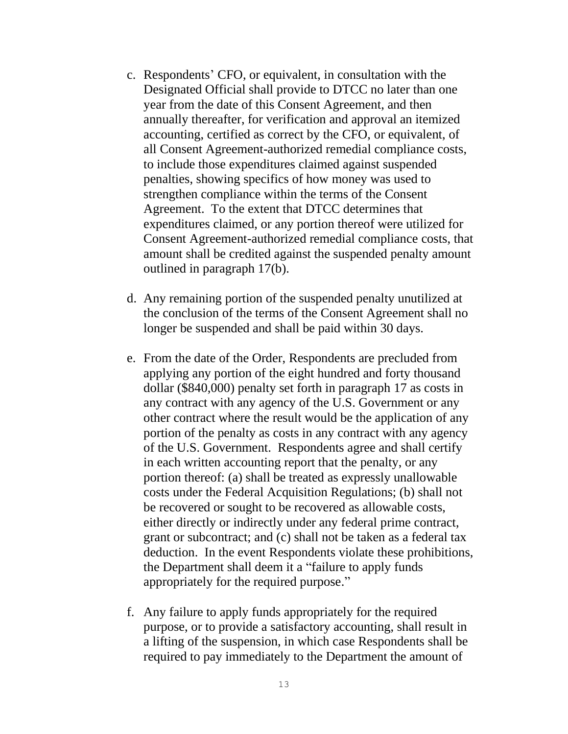c. Respondents' CFO, or equivalent, in consultation with the Designated Official shall provide to DTCC no later than one year from the date of this Consent Agreement, and then annually thereafter, for verification and approval an itemized accounting, certified as correct by the CFO, or equivalent, of all Consent Agreement-authorized remedial compliance costs, to include those expenditures claimed against suspended penalties, showing specifics of how money was used to strengthen compliance within the terms of the Consent Agreement. To the extent that DTCC determines that expenditures claimed, or any portion thereof were utilized for Consent Agreement-authorized remedial compliance costs, that amount shall be credited against the suspended penalty amount outlined in paragraph 17(b).

d. Any remaining portion of the suspended penalty unutilized at the conclusion of the terms of the Consent Agreement shall no longer be suspended and shall be paid within 30 days.

e. From the date of the Order, Respondents are precluded from applying any portion of the eight hundred and forty thousand dollar ($840,000) penalty set forth in paragraph 17 as costs in any contract with any agency of the U.S. Government or any other contract where the result would be the application of any portion of the penalty as costs in any contract with any agency of the U.S. Government. Respondents agree and shall certify in each written accounting report that the penalty, or any portion thereof: (a) shall be treated as expressly unallowable costs under the Federal Acquisition Regulations; (b) shall not be recovered or sought to be recovered as allowable costs, either directly or indirectly under any federal prime contract, grant or subcontract; and (c) shall not be taken as a federal tax deduction. In the event Respondents violate these prohibitions, the Department shall deem it a "failure to apply funds appropriately for the required purpose."

f. Any failure to apply funds appropriately for the required purpose, or to provide a satisfactory accounting, shall result in a lifting of the suspension, in which case Respondents shall be required to pay immediately to the Department the amount of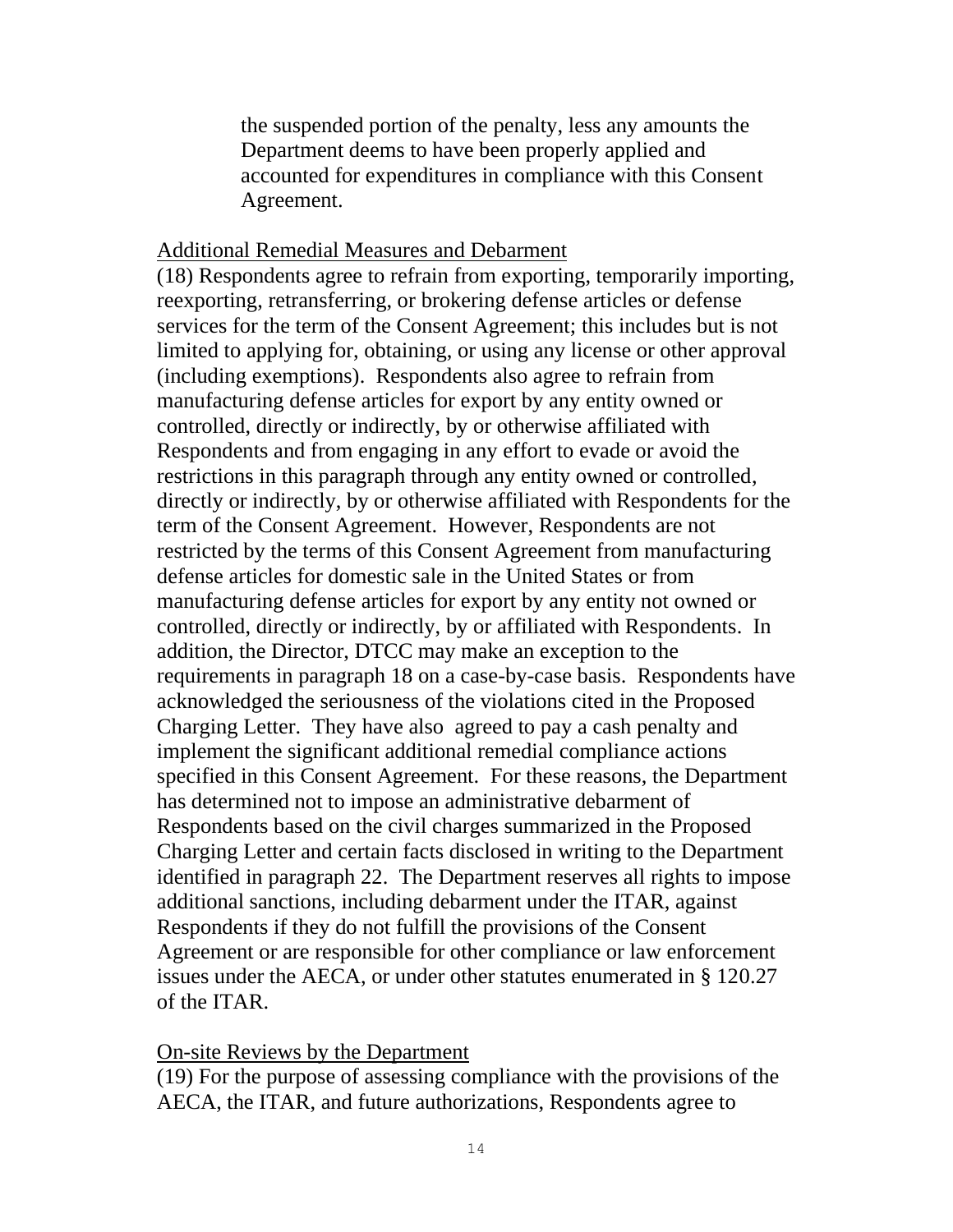the suspended portion of the penalty, less any amounts the Department deems to have been properly applied and accounted for expenditures in compliance with this Consent Agreement.

Additional Remedial Measures and Debarment

(18) Respondents agree to refrain from exporting, temporarily importing, reexporting, retransferring, or brokering defense articles or defense services for the term of the Consent Agreement; this includes but is not limited to applying for, obtaining, or using any license or other approval (including exemptions). Respondents also agree to refrain from manufacturing defense articles for export by any entity owned or controlled, directly or indirectly, by or otherwise affiliated with Respondents and from engaging in any effort to evade or avoid the restrictions in this paragraph through any entity owned or controlled, directly or indirectly, by or otherwise affiliated with Respondents for the term of the Consent Agreement. However, Respondents are not restricted by the terms of this Consent Agreement from manufacturing defense articles for domestic sale in the United States or from manufacturing defense articles for export by any entity not owned or controlled, directly or indirectly, by or affiliated with Respondents. In addition, the Director, DTCC may make an exception to the requirements in paragraph 18 on a case-by-case basis. Respondents have acknowledged the seriousness of the violations cited in the Proposed Charging Letter. They have also agreed to pay a cash penalty and implement the significant additional remedial compliance actions specified in this Consent Agreement. For these reasons, the Department has determined not to impose an administrative debarment of Respondents based on the civil charges summarized in the Proposed Charging Letter and certain facts disclosed in writing to the Department identified in paragraph 22. The Department reserves all rights to impose additional sanctions, including debarment under the ITAR, against Respondents if they do not fulfill the provisions of the Consent Agreement or are responsible for other compliance or law enforcement issues under the AECA, or under other statutes enumerated in § 120.27 of the ITAR.

On-site Reviews by the Department

(19) For the purpose of assessing compliance with the provisions of the AECA, the ITAR, and future authorizations, Respondents agree to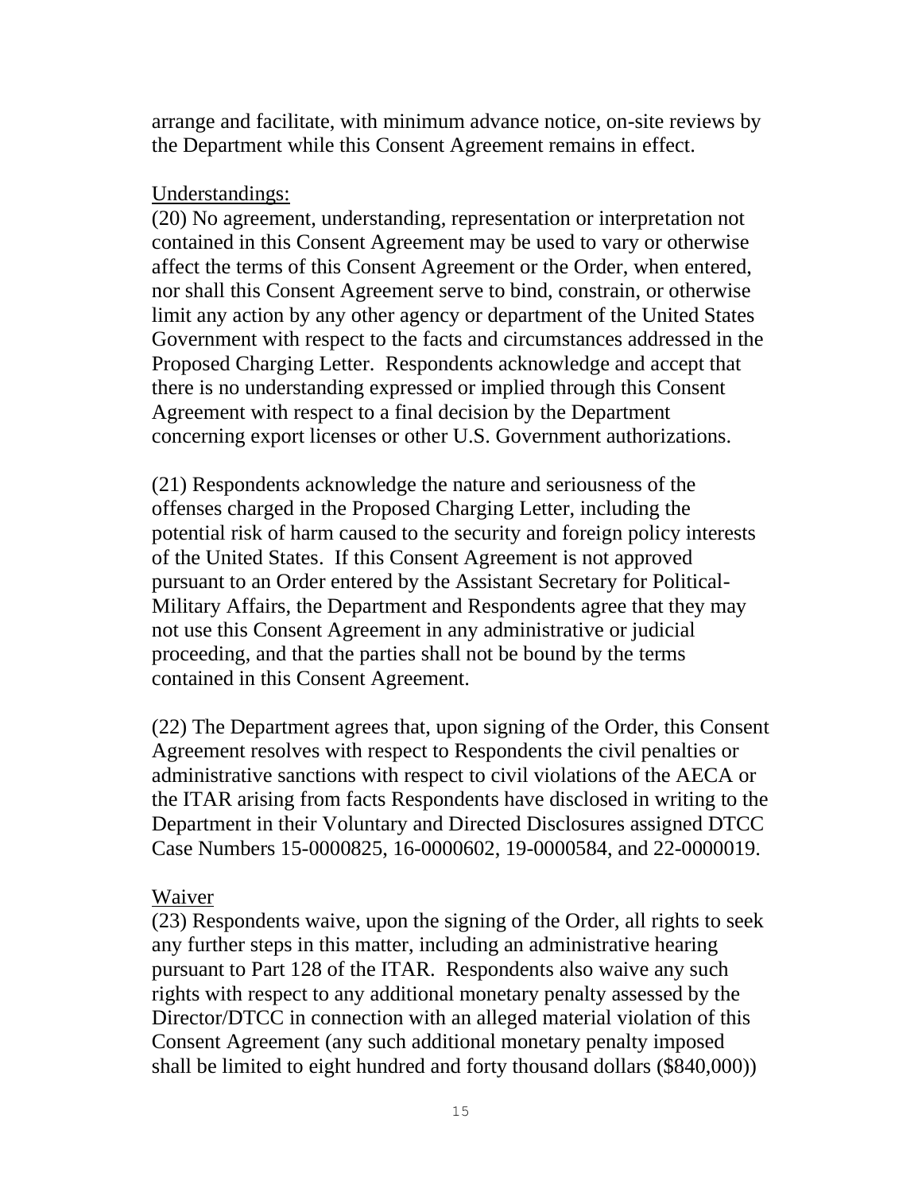arrange and facilitate, with minimum advance notice, on-site reviews by the Department while this Consent Agreement remains in effect.

Understandings:

(20) No agreement, understanding, representation or interpretation not contained in this Consent Agreement may be used to vary or otherwise affect the terms of this Consent Agreement or the Order, when entered, nor shall this Consent Agreement serve to bind, constrain, or otherwise limit any action by any other agency or department of the United States Government with respect to the facts and circumstances addressed in the Proposed Charging Letter. Respondents acknowledge and accept that there is no understanding expressed or implied through this Consent Agreement with respect to a final decision by the Department concerning export licenses or other U.S. Government authorizations.

(21) Respondents acknowledge the nature and seriousness of the offenses charged in the Proposed Charging Letter, including the potential risk of harm caused to the security and foreign policy interests of the United States. If this Consent Agreement is not approved pursuant to an Order entered by the Assistant Secretary for Political-Military Affairs, the Department and Respondents agree that they may not use this Consent Agreement in any administrative or judicial proceeding, and that the parties shall not be bound by the terms contained in this Consent Agreement.

(22) The Department agrees that, upon signing of the Order, this Consent Agreement resolves with respect to Respondents the civil penalties or administrative sanctions with respect to civil violations of the AECA or the ITAR arising from facts Respondents have disclosed in writing to the Department in their Voluntary and Directed Disclosures assigned DTCC Case Numbers 15-0000825, 16-0000602, 19-0000584, and 22-0000019.

Waiver

(23) Respondents waive, upon the signing of the Order, all rights to seek any further steps in this matter, including an administrative hearing pursuant to Part 128 of the ITAR. Respondents also waive any such rights with respect to any additional monetary penalty assessed by the Director/DTCC in connection with an alleged material violation of this Consent Agreement (any such additional monetary penalty imposed shall be limited to eight hundred and forty thousand dollars ($840,000))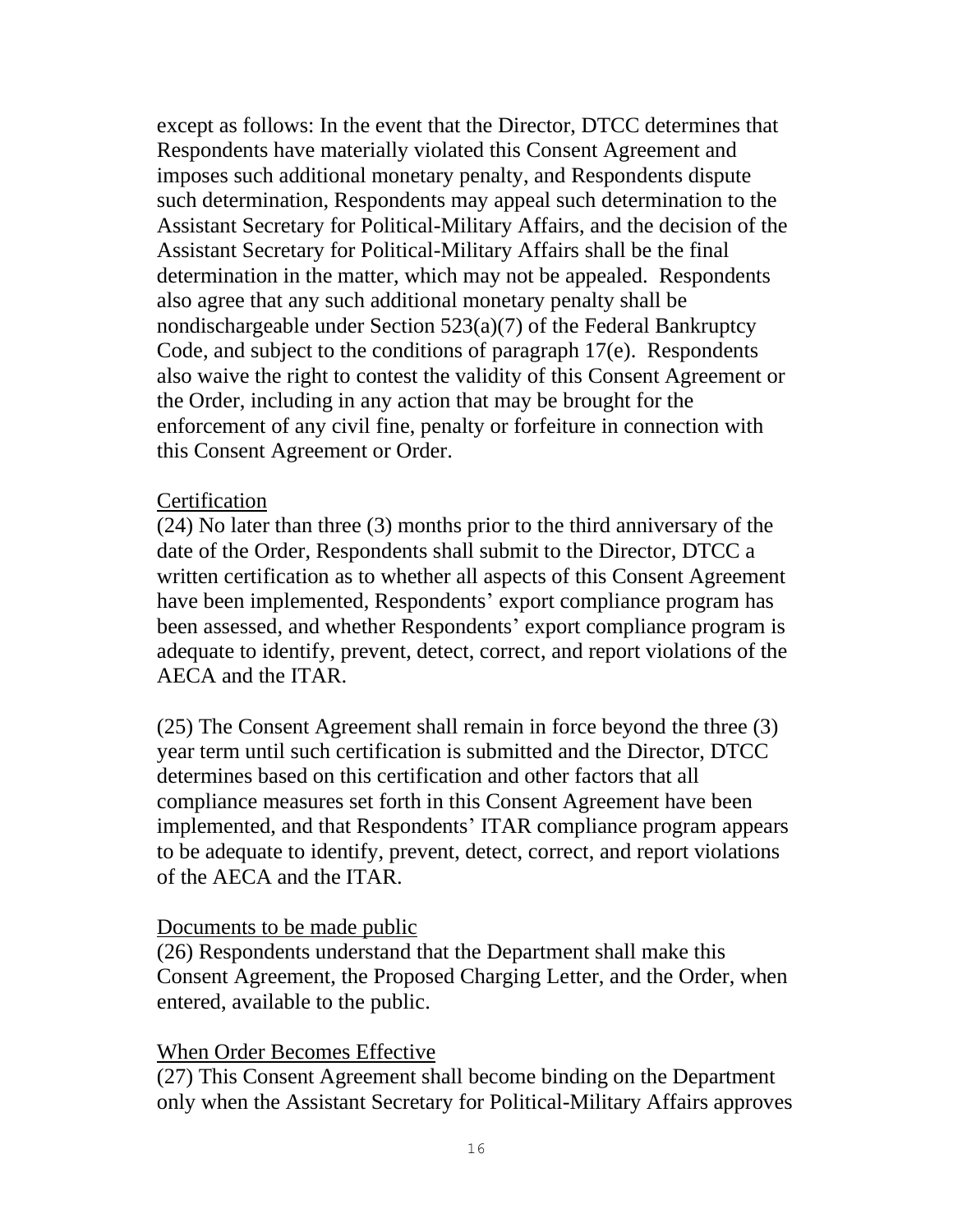except as follows: In the event that the Director, DTCC determines that Respondents have materially violated this Consent Agreement and imposes such additional monetary penalty, and Respondents dispute such determination, Respondents may appeal such determination to the Assistant Secretary for Political-Military Affairs, and the decision of the Assistant Secretary for Political-Military Affairs shall be the final determination in the matter, which may not be appealed. Respondents also agree that any such additional monetary penalty shall be nondischargeable under Section 523(a)(7) of the Federal Bankruptcy Code, and subject to the conditions of paragraph 17(e). Respondents also waive the right to contest the validity of this Consent Agreement or the Order, including in any action that may be brought for the enforcement of any civil fine, penalty or forfeiture in connection with this Consent Agreement or Order.

<u>Certification</u>

(24) No later than three (3) months prior to the third anniversary of the date of the Order, Respondents shall submit to the Director, DTCC a written certification as to whether all aspects of this Consent Agreement have been implemented, Respondents' export compliance program has been assessed, and whether Respondents' export compliance program is adequate to identify, prevent, detect, correct, and report violations of the AECA and the ITAR.

(25) The Consent Agreement shall remain in force beyond the three (3) year term until such certification is submitted and the Director, DTCC determines based on this certification and other factors that all compliance measures set forth in this Consent Agreement have been implemented, and that Respondents' ITAR compliance program appears to be adequate to identify, prevent, detect, correct, and report violations of the AECA and the ITAR.

<u>Documents to be made public</u>

(26) Respondents understand that the Department shall make this Consent Agreement, the Proposed Charging Letter, and the Order, when entered, available to the public.

<u>When Order Becomes Effective</u>

(27) This Consent Agreement shall become binding on the Department only when the Assistant Secretary for Political-Military Affairs approves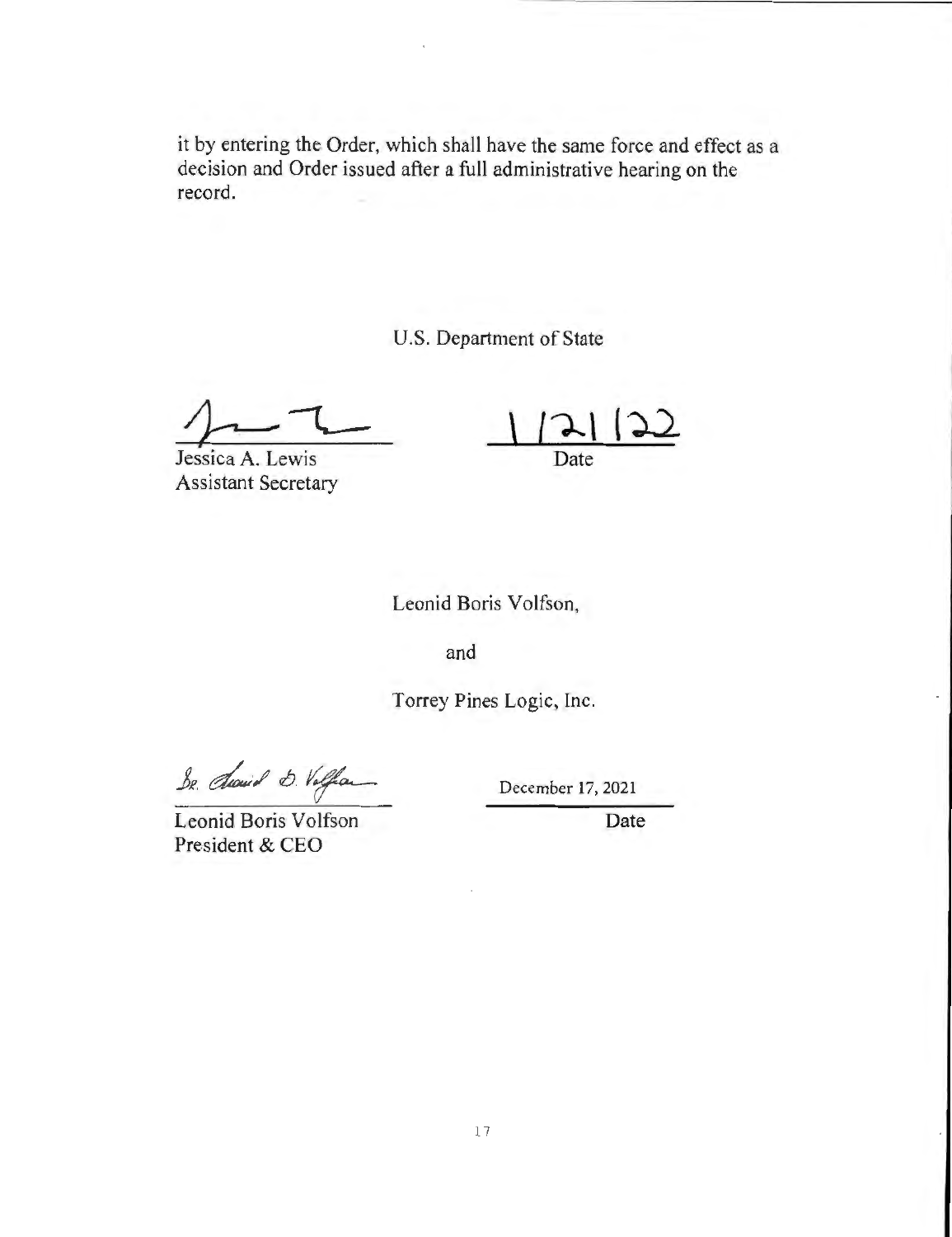it by entering the Order, which shall have the same force and effect as a decision and Order issued after a full administrative hearing on the record.

U.S. Department of State

Jessica A. Lewis
Assistant Secretary

1/21/22
Date

Leonid Boris Volfson,

and

Torrey Pines Logic, Inc.

Leonid Boris Volfson
President & CEO

December 17, 2021
Date